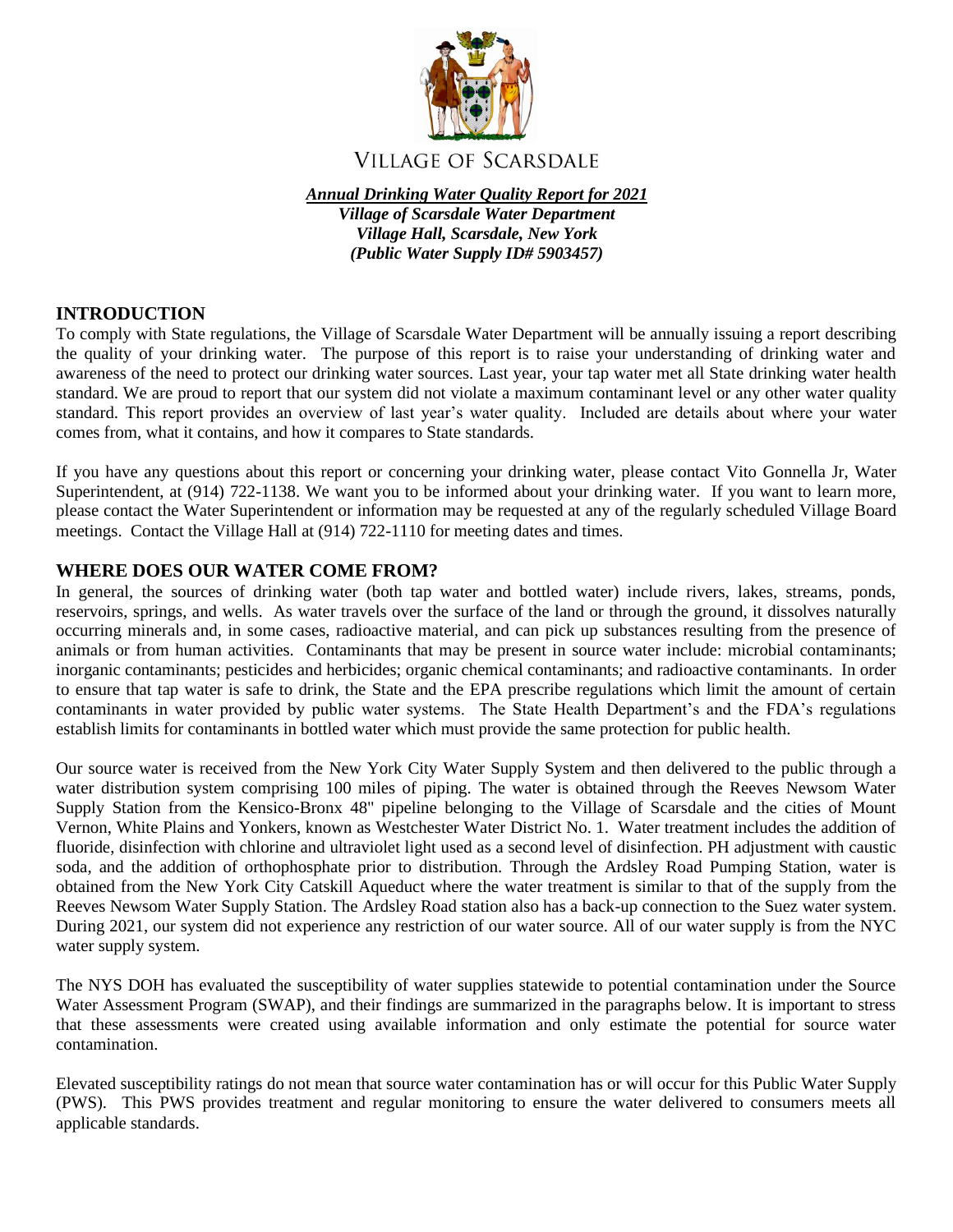VILLAGE OF SCARSDALE

***Annual Drinking Water Quality Report for 2021***
***Village of Scarsdale Water Department***
***Village Hall, Scarsdale, New York***
***(Public Water Supply ID# 5903457)***

## INTRODUCTION

To comply with State regulations, the Village of Scarsdale Water Department will be annually issuing a report describing the quality of your drinking water. The purpose of this report is to raise your understanding of drinking water and awareness of the need to protect our drinking water sources. Last year, your tap water met all State drinking water health standard. We are proud to report that our system did not violate a maximum contaminant level or any other water quality standard. This report provides an overview of last year's water quality. Included are details about where your water comes from, what it contains, and how it compares to State standards.

If you have any questions about this report or concerning your drinking water, please contact Vito Gonnella Jr, Water Superintendent, at (914) 722-1138. We want you to be informed about your drinking water. If you want to learn more, please contact the Water Superintendent or information may be requested at any of the regularly scheduled Village Board meetings. Contact the Village Hall at (914) 722-1110 for meeting dates and times.

## WHERE DOES OUR WATER COME FROM?

In general, the sources of drinking water (both tap water and bottled water) include rivers, lakes, streams, ponds, reservoirs, springs, and wells. As water travels over the surface of the land or through the ground, it dissolves naturally occurring minerals and, in some cases, radioactive material, and can pick up substances resulting from the presence of animals or from human activities. Contaminants that may be present in source water include: microbial contaminants; inorganic contaminants; pesticides and herbicides; organic chemical contaminants; and radioactive contaminants. In order to ensure that tap water is safe to drink, the State and the EPA prescribe regulations which limit the amount of certain contaminants in water provided by public water systems. The State Health Department's and the FDA's regulations establish limits for contaminants in bottled water which must provide the same protection for public health.

Our source water is received from the New York City Water Supply System and then delivered to the public through a water distribution system comprising 100 miles of piping. The water is obtained through the Reeves Newsom Water Supply Station from the Kensico-Bronx 48" pipeline belonging to the Village of Scarsdale and the cities of Mount Vernon, White Plains and Yonkers, known as Westchester Water District No. 1. Water treatment includes the addition of fluoride, disinfection with chlorine and ultraviolet light used as a second level of disinfection. PH adjustment with caustic soda, and the addition of orthophosphate prior to distribution. Through the Ardsley Road Pumping Station, water is obtained from the New York City Catskill Aqueduct where the water treatment is similar to that of the supply from the Reeves Newsom Water Supply Station. The Ardsley Road station also has a back-up connection to the Suez water system. During 2021, our system did not experience any restriction of our water source. All of our water supply is from the NYC water supply system.

The NYS DOH has evaluated the susceptibility of water supplies statewide to potential contamination under the Source Water Assessment Program (SWAP), and their findings are summarized in the paragraphs below. It is important to stress that these assessments were created using available information and only estimate the potential for source water contamination.

Elevated susceptibility ratings do not mean that source water contamination has or will occur for this Public Water Supply (PWS). This PWS provides treatment and regular monitoring to ensure the water delivered to consumers meets all applicable standards.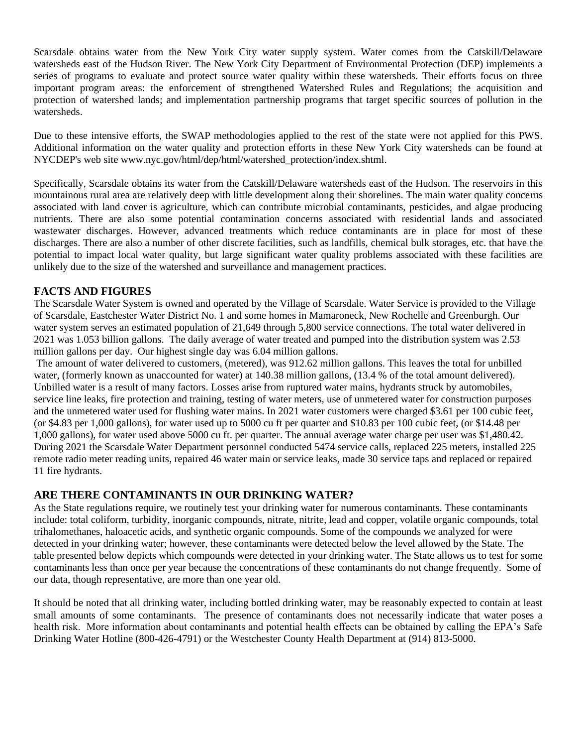Scarsdale obtains water from the New York City water supply system. Water comes from the Catskill/Delaware watersheds east of the Hudson River. The New York City Department of Environmental Protection (DEP) implements a series of programs to evaluate and protect source water quality within these watersheds. Their efforts focus on three important program areas: the enforcement of strengthened Watershed Rules and Regulations; the acquisition and protection of watershed lands; and implementation partnership programs that target specific sources of pollution in the watersheds.

Due to these intensive efforts, the SWAP methodologies applied to the rest of the state were not applied for this PWS. Additional information on the water quality and protection efforts in these New York City watersheds can be found at NYCDEP's web site www.nyc.gov/html/dep/html/watershed_protection/index.shtml.

Specifically, Scarsdale obtains its water from the Catskill/Delaware watersheds east of the Hudson. The reservoirs in this mountainous rural area are relatively deep with little development along their shorelines. The main water quality concerns associated with land cover is agriculture, which can contribute microbial contaminants, pesticides, and algae producing nutrients. There are also some potential contamination concerns associated with residential lands and associated wastewater discharges. However, advanced treatments which reduce contaminants are in place for most of these discharges. There are also a number of other discrete facilities, such as landfills, chemical bulk storages, etc. that have the potential to impact local water quality, but large significant water quality problems associated with these facilities are unlikely due to the size of the watershed and surveillance and management practices.

## FACTS AND FIGURES

The Scarsdale Water System is owned and operated by the Village of Scarsdale. Water Service is provided to the Village of Scarsdale, Eastchester Water District No. 1 and some homes in Mamaroneck, New Rochelle and Greenburgh. Our water system serves an estimated population of 21,649 through 5,800 service connections. The total water delivered in 2021 was 1.053 billion gallons. The daily average of water treated and pumped into the distribution system was 2.53 million gallons per day. Our highest single day was 6.04 million gallons.

The amount of water delivered to customers, (metered), was 912.62 million gallons. This leaves the total for unbilled water, (formerly known as unaccounted for water) at 140.38 million gallons, (13.4 % of the total amount delivered). Unbilled water is a result of many factors. Losses arise from ruptured water mains, hydrants struck by automobiles, service line leaks, fire protection and training, testing of water meters, use of unmetered water for construction purposes and the unmetered water used for flushing water mains. In 2021 water customers were charged $3.61 per 100 cubic feet, (or $4.83 per 1,000 gallons), for water used up to 5000 cu ft per quarter and $10.83 per 100 cubic feet, (or $14.48 per 1,000 gallons), for water used above 5000 cu ft. per quarter. The annual average water charge per user was $1,480.42. During 2021 the Scarsdale Water Department personnel conducted 5474 service calls, replaced 225 meters, installed 225 remote radio meter reading units, repaired 46 water main or service leaks, made 30 service taps and replaced or repaired 11 fire hydrants.

## ARE THERE CONTAMINANTS IN OUR DRINKING WATER?

As the State regulations require, we routinely test your drinking water for numerous contaminants. These contaminants include: total coliform, turbidity, inorganic compounds, nitrate, nitrite, lead and copper, volatile organic compounds, total trihalomethanes, haloacetic acids, and synthetic organic compounds. Some of the compounds we analyzed for were detected in your drinking water; however, these contaminants were detected below the level allowed by the State. The table presented below depicts which compounds were detected in your drinking water. The State allows us to test for some contaminants less than once per year because the concentrations of these contaminants do not change frequently. Some of our data, though representative, are more than one year old.

It should be noted that all drinking water, including bottled drinking water, may be reasonably expected to contain at least small amounts of some contaminants. The presence of contaminants does not necessarily indicate that water poses a health risk. More information about contaminants and potential health effects can be obtained by calling the EPA's Safe Drinking Water Hotline (800-426-4791) or the Westchester County Health Department at (914) 813-5000.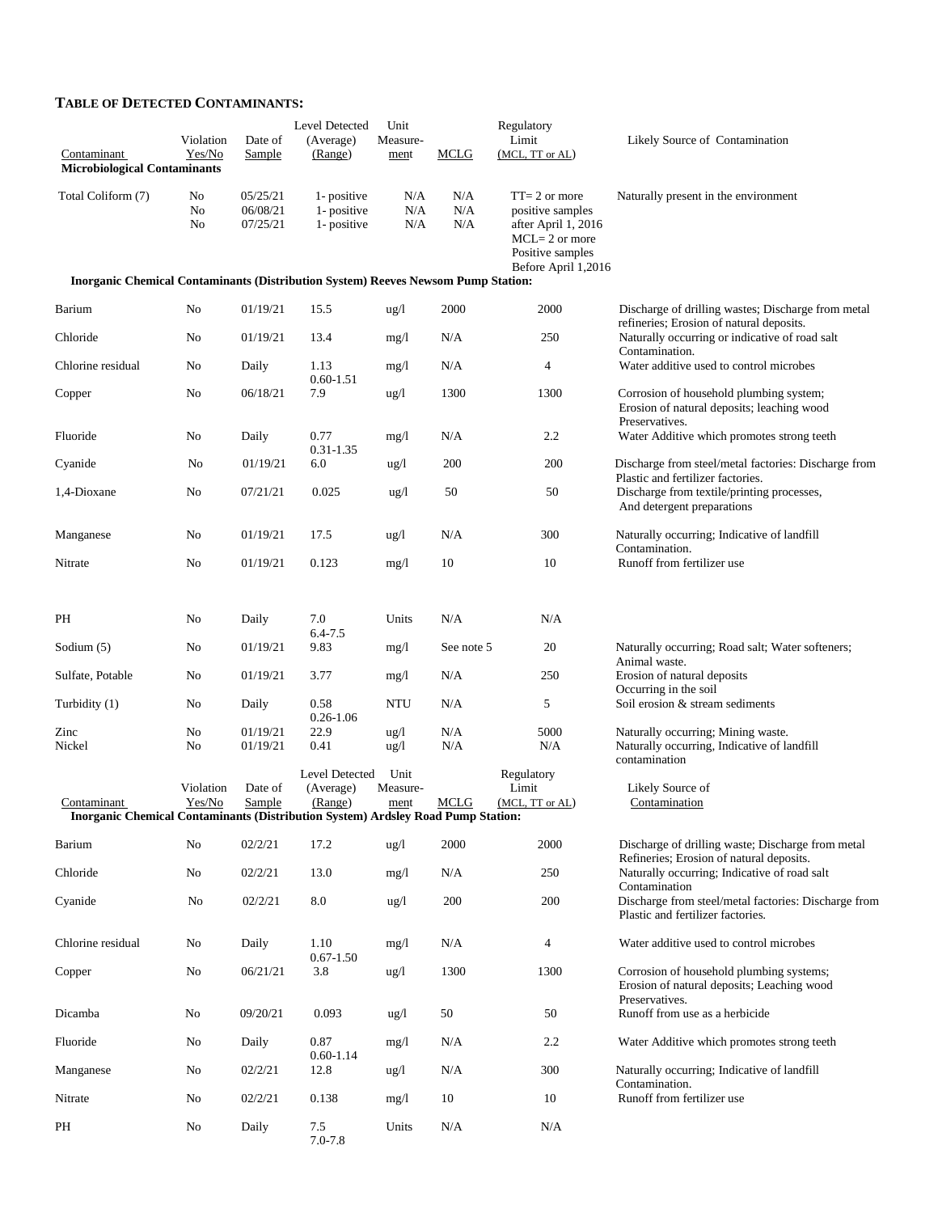## TABLE OF DETECTED CONTAMINANTS:

| Contaminant | Violation Yes/No | Date of Sample | Level Detected (Average) (Range) | Unit Measure-ment | MCLG | Regulatory Limit (MCL, TT or AL) | Likely Source of Contamination |
|---|---|---|---|---|---|---|---|
| **Microbiological Contaminants** | | | | | | | |
| Total Coliform (7) | No<br>No<br>No | 05/25/21<br>06/08/21<br>07/25/21 | 1- positive<br>1- positive<br>1- positive | N/A<br>N/A<br>N/A | N/A<br>N/A<br>N/A | TT= 2 or more positive samples after April 1, 2016<br>MCL= 2 or more Positive samples Before April 1,2016 | Naturally present in the environment |
| **Inorganic Chemical Contaminants (Distribution System) Reeves Newsom Pump Station:** | | | | | | | |
| Barium | No | 01/19/21 | 15.5 | ug/l | 2000 | 2000 | Discharge of drilling wastes; Discharge from metal refineries; Erosion of natural deposits. |
| Chloride | No | 01/19/21 | 13.4 | mg/l | N/A | 250 | Naturally occurring or indicative of road salt Contamination. |
| Chlorine residual | No | Daily | 1.13<br>0.60-1.51 | mg/l | N/A | 4 | Water additive used to control microbes |
| Copper | No | 06/18/21 | 7.9 | ug/l | 1300 | 1300 | Corrosion of household plumbing system; Erosion of natural deposits; leaching wood Preservatives. |
| Fluoride | No | Daily | 0.77<br>0.31-1.35 | mg/l | N/A | 2.2 | Water Additive which promotes strong teeth |
| Cyanide | No | 01/19/21 | 6.0 | ug/l | 200 | 200 | Discharge from steel/metal factories: Discharge from Plastic and fertilizer factories. |
| 1,4-Dioxane | No | 07/21/21 | 0.025 | ug/l | 50 | 50 | Discharge from textile/printing processes, And detergent preparations |
| Manganese | No | 01/19/21 | 17.5 | ug/l | N/A | 300 | Naturally occurring; Indicative of landfill Contamination. |
| Nitrate | No | 01/19/21 | 0.123 | mg/l | 10 | 10 | Runoff from fertilizer use |
| PH | No | Daily | 7.0<br>6.4-7.5 | Units | N/A | N/A | |
| Sodium (5) | No | 01/19/21 | 9.83 | mg/l | See note 5 | 20 | Naturally occurring; Road salt; Water softeners; Animal waste. |
| Sulfate, Potable | No | 01/19/21 | 3.77 | mg/l | N/A | 250 | Erosion of natural deposits Occurring in the soil |
| Turbidity (1) | No | Daily | 0.58<br>0.26-1.06 | NTU | N/A | 5 | Soil erosion & stream sediments |
| Zinc | No | 01/19/21 | 22.9 | ug/l | N/A | 5000 | Naturally occurring; Mining waste. |
| Nickel | No | 01/19/21 | 0.41 | ug/l | N/A | N/A | Naturally occurring, Indicative of landfill contamination |

| Contaminant | Violation Yes/No | Date of Sample | Level Detected (Average) (Range) | Unit Measure-ment | MCLG | Regulatory Limit (MCL, TT or AL) | Likely Source of Contamination |
|---|---|---|---|---|---|---|---|
| **Inorganic Chemical Contaminants (Distribution System) Ardsley Road Pump Station:** | | | | | | | |
| Barium | No | 02/2/21 | 17.2 | ug/l | 2000 | 2000 | Discharge of drilling waste; Discharge from metal Refineries; Erosion of natural deposits. |
| Chloride | No | 02/2/21 | 13.0 | mg/l | N/A | 250 | Naturally occurring; Indicative of road salt Contamination |
| Cyanide | No | 02/2/21 | 8.0 | ug/l | 200 | 200 | Discharge from steel/metal factories: Discharge from Plastic and fertilizer factories. |
| Chlorine residual | No | Daily | 1.10<br>0.67-1.50 | mg/l | N/A | 4 | Water additive used to control microbes |
| Copper | No | 06/21/21 | 3.8 | ug/l | 1300 | 1300 | Corrosion of household plumbing systems; Erosion of natural deposits; Leaching wood Preservatives. |
| Dicamba | No | 09/20/21 | 0.093 | ug/l | 50 | 50 | Runoff from use as a herbicide |
| Fluoride | No | Daily | 0.87<br>0.60-1.14 | mg/l | N/A | 2.2 | Water Additive which promotes strong teeth |
| Manganese | No | 02/2/21 | 12.8 | ug/l | N/A | 300 | Naturally occurring; Indicative of landfill Contamination. |
| Nitrate | No | 02/2/21 | 0.138 | mg/l | 10 | 10 | Runoff from fertilizer use |
| PH | No | Daily | 7.5<br>7.0-7.8 | Units | N/A | N/A | |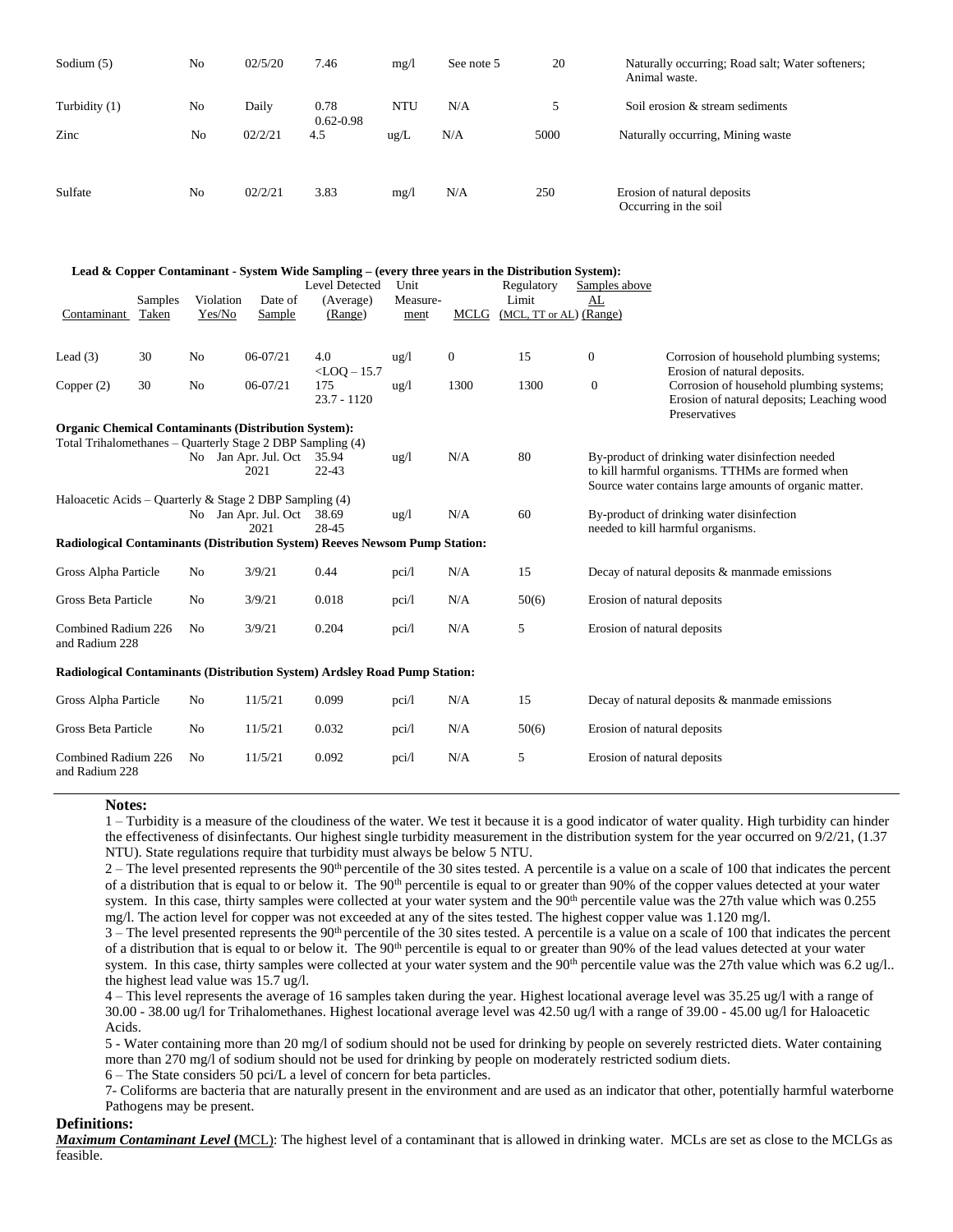| Sodium (5) | No | 02/5/20 | 7.46 | mg/l | See note 5 | 20 | Naturally occurring; Road salt; Water softeners; Animal waste. |
|---|---|---|---|---|---|---|---|
| Turbidity (1) | No | Daily | 0.78<br>0.62-0.98 | NTU | N/A | 5 | Soil erosion & stream sediments |
| Zinc | No | 02/2/21 | 4.5 | ug/L | N/A | 5000 | Naturally occurring, Mining waste |
| Sulfate | No | 02/2/21 | 3.83 | mg/l | N/A | 250 | Erosion of natural deposits Occurring in the soil |

**Lead & Copper Contaminant - System Wide Sampling – (every three years in the Distribution System):**

| Contaminant | Samples Taken | Violation Yes/No | Date of Sample | Level Detected (Average) (Range) | Unit Measure-ment | MCLG | Regulatory Limit (MCL, TT or AL) | Samples above AL (Range) | |
|---|---|---|---|---|---|---|---|---|---|
| Lead (3) | 30 | No | 06-07/21 | 4.0<br><LOQ – 15.7 | ug/l | 0 | 15 | 0 | Corrosion of household plumbing systems; Erosion of natural deposits. |
| Copper (2) | 30 | No | 06-07/21 | 175<br>23.7 - 1120 | ug/l | 1300 | 1300 | 0 | Corrosion of household plumbing systems; Erosion of natural deposits; Leaching wood Preservatives |

**Organic Chemical Contaminants (Distribution System):**

| Contaminant | Violation Yes/No | Date of Sample | Level Detected (Average) (Range) | Unit Measurement | MCLG | Regulatory Limit | Likely Source |
|---|---|---|---|---|---|---|---|
| Total Trihalomethanes – Quarterly Stage 2 DBP Sampling (4) | No | Jan Apr. Jul. Oct 2021 | 35.94<br>22-43 | ug/l | N/A | 80 | By-product of drinking water disinfection needed to kill harmful organisms. TTHMs are formed when Source water contains large amounts of organic matter. |
| Haloacetic Acids – Quarterly & Stage 2 DBP Sampling (4) | No | Jan Apr. Jul. Oct 2021 | 38.69<br>28-45 | ug/l | N/A | 60 | By-product of drinking water disinfection needed to kill harmful organisms. |

**Radiological Contaminants (Distribution System) Reeves Newsom Pump Station:**

| Contaminant | Violation | Date | Level Detected | Unit | MCLG | Regulatory Limit | Likely Source |
|---|---|---|---|---|---|---|---|
| Gross Alpha Particle | No | 3/9/21 | 0.44 | pci/l | N/A | 15 | Decay of natural deposits & manmade emissions |
| Gross Beta Particle | No | 3/9/21 | 0.018 | pci/l | N/A | 50(6) | Erosion of natural deposits |
| Combined Radium 226 and Radium 228 | No | 3/9/21 | 0.204 | pci/l | N/A | 5 | Erosion of natural deposits |

**Radiological Contaminants (Distribution System) Ardsley Road Pump Station:**

| Contaminant | Violation | Date | Level Detected | Unit | MCLG | Regulatory Limit | Likely Source |
|---|---|---|---|---|---|---|---|
| Gross Alpha Particle | No | 11/5/21 | 0.099 | pci/l | N/A | 15 | Decay of natural deposits & manmade emissions |
| Gross Beta Particle | No | 11/5/21 | 0.032 | pci/l | N/A | 50(6) | Erosion of natural deposits |
| Combined Radium 226 and Radium 228 | No | 11/5/21 | 0.092 | pci/l | N/A | 5 | Erosion of natural deposits |

**Notes:**

1 – Turbidity is a measure of the cloudiness of the water. We test it because it is a good indicator of water quality. High turbidity can hinder the effectiveness of disinfectants. Our highest single turbidity measurement in the distribution system for the year occurred on 9/2/21, (1.37 NTU). State regulations require that turbidity must always be below 5 NTU.

2 – The level presented represents the 90th percentile of the 30 sites tested. A percentile is a value on a scale of 100 that indicates the percent of a distribution that is equal to or below it. The 90th percentile is equal to or greater than 90% of the copper values detected at your water system. In this case, thirty samples were collected at your water system and the 90th percentile value was the 27th value which was 0.255 mg/l. The action level for copper was not exceeded at any of the sites tested. The highest copper value was 1.120 mg/l.

3 – The level presented represents the 90th percentile of the 30 sites tested. A percentile is a value on a scale of 100 that indicates the percent of a distribution that is equal to or below it. The 90th percentile is equal to or greater than 90% of the lead values detected at your water system. In this case, thirty samples were collected at your water system and the 90th percentile value was the 27th value which was 6.2 ug/l.. the highest lead value was 15.7 ug/l.

4 – This level represents the average of 16 samples taken during the year. Highest locational average level was 35.25 ug/l with a range of 30.00 - 38.00 ug/l for Trihalomethanes. Highest locational average level was 42.50 ug/l with a range of 39.00 - 45.00 ug/l for Haloacetic Acids.

5 - Water containing more than 20 mg/l of sodium should not be used for drinking by people on severely restricted diets. Water containing more than 270 mg/l of sodium should not be used for drinking by people on moderately restricted sodium diets.

6 – The State considers 50 pci/L a level of concern for beta particles.

7- Coliforms are bacteria that are naturally present in the environment and are used as an indicator that other, potentially harmful waterborne Pathogens may be present.

**Definitions:**

***Maximum Contaminant Level*** **(**MCL): The highest level of a contaminant that is allowed in drinking water. MCLs are set as close to the MCLGs as feasible.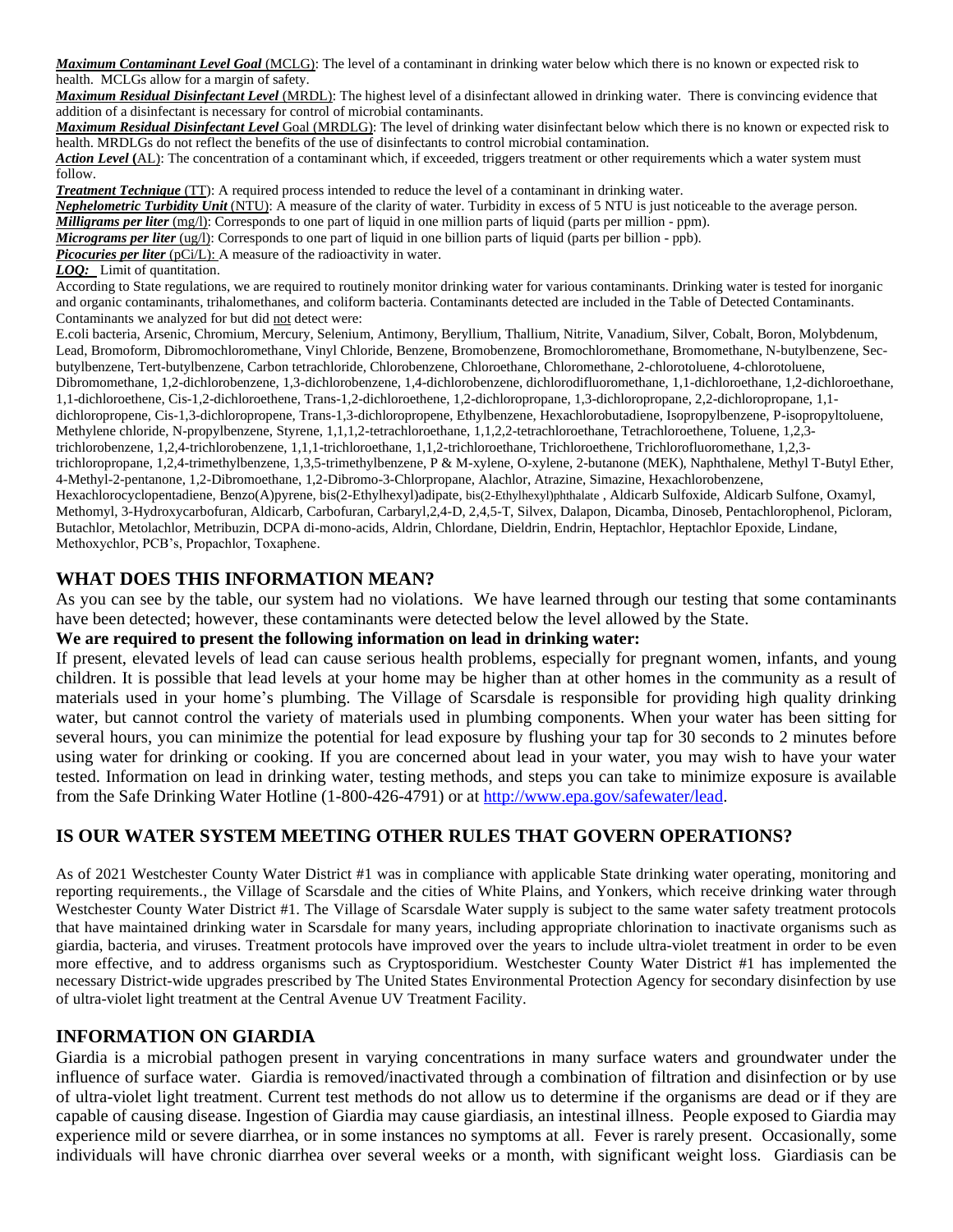***Maximum Contaminant Level Goal*** (MCLG): The level of a contaminant in drinking water below which there is no known or expected risk to health. MCLGs allow for a margin of safety.

***Maximum Residual Disinfectant Level*** (MRDL): The highest level of a disinfectant allowed in drinking water. There is convincing evidence that addition of a disinfectant is necessary for control of microbial contaminants.

***Maximum Residual Disinfectant Level*** Goal (MRDLG): The level of drinking water disinfectant below which there is no known or expected risk to health. MRDLGs do not reflect the benefits of the use of disinfectants to control microbial contamination.

***Action Level*** **(**AL): The concentration of a contaminant which, if exceeded, triggers treatment or other requirements which a water system must follow.

***Treatment Technique*** (TT): A required process intended to reduce the level of a contaminant in drinking water.

***Nephelometric Turbidity Unit*** (NTU): A measure of the clarity of water. Turbidity in excess of 5 NTU is just noticeable to the average person.

***Milligrams per liter*** (mg/l): Corresponds to one part of liquid in one million parts of liquid (parts per million - ppm).

***Micrograms per liter*** (ug/l): Corresponds to one part of liquid in one billion parts of liquid (parts per billion - ppb).

***Picocuries per liter*** (pCi/L): A measure of the radioactivity in water.

***LOQ:*** Limit of quantitation.

According to State regulations, we are required to routinely monitor drinking water for various contaminants. Drinking water is tested for inorganic and organic contaminants, trihalomethanes, and coliform bacteria. Contaminants detected are included in the Table of Detected Contaminants. Contaminants we analyzed for but did not detect were:

E.coli bacteria, Arsenic, Chromium, Mercury, Selenium, Antimony, Beryllium, Thallium, Nitrite, Vanadium, Silver, Cobalt, Boron, Molybdenum, Lead, Bromoform, Dibromochloromethane, Vinyl Chloride, Benzene, Bromobenzene, Bromochloromethane, Bromomethane, N-butylbenzene, Sec-butylbenzene, Tert-butylbenzene, Carbon tetrachloride, Chlorobenzene, Chloroethane, Chloromethane, 2-chlorotoluene, 4-chlorotoluene, Dibromomethane, 1,2-dichlorobenzene, 1,3-dichlorobenzene, 1,4-dichlorobenzene, dichlorodifluoromethane, 1,1-dichloroethane, 1,2-dichloroethane, 1,1-dichloroethene, Cis-1,2-dichloroethene, Trans-1,2-dichloroethene, 1,2-dichloropropane, 1,3-dichloropropane, 2,2-dichloropropane, 1,1-dichloropropene, Cis-1,3-dichloropropene, Trans-1,3-dichloropropene, Ethylbenzene, Hexachlorobutadiene, Isopropylbenzene, P-isopropyltoluene, Methylene chloride, N-propylbenzene, Styrene, 1,1,1,2-tetrachloroethane, 1,1,2,2-tetrachloroethane, Tetrachloroethene, Toluene, 1,2,3-trichlorobenzene, 1,2,4-trichlorobenzene, 1,1,1-trichloroethane, 1,1,2-trichloroethane, Trichloroethene, Trichlorofluoromethane, 1,2,3-trichloropropane, 1,2,4-trimethylbenzene, 1,3,5-trimethylbenzene, P & M-xylene, O-xylene, 2-butanone (MEK), Naphthalene, Methyl T-Butyl Ether, 4-Methyl-2-pentanone, 1,2-Dibromoethane, 1,2-Dibromo-3-Chlorpropane, Alachlor, Atrazine, Simazine, Hexachlorobenzene, Hexachlorocyclopentadiene, Benzo(A)pyrene, bis(2-Ethylhexyl)adipate, bis(2-Ethylhexyl)phthalate , Aldicarb Sulfoxide, Aldicarb Sulfone, Oxamyl, Methomyl, 3-Hydroxycarbofuran, Aldicarb, Carbofuran, Carbaryl,2,4-D, 2,4,5-T, Silvex, Dalapon, Dicamba, Dinoseb, Pentachlorophenol, Picloram, Butachlor, Metolachlor, Metribuzin, DCPA di-mono-acids, Aldrin, Chlordane, Dieldrin, Endrin, Heptachlor, Heptachlor Epoxide, Lindane, Methoxychlor, PCB's, Propachlor, Toxaphene.

## WHAT DOES THIS INFORMATION MEAN?

As you can see by the table, our system had no violations. We have learned through our testing that some contaminants have been detected; however, these contaminants were detected below the level allowed by the State.

**We are required to present the following information on lead in drinking water:**

If present, elevated levels of lead can cause serious health problems, especially for pregnant women, infants, and young children. It is possible that lead levels at your home may be higher than at other homes in the community as a result of materials used in your home's plumbing. The Village of Scarsdale is responsible for providing high quality drinking water, but cannot control the variety of materials used in plumbing components. When your water has been sitting for several hours, you can minimize the potential for lead exposure by flushing your tap for 30 seconds to 2 minutes before using water for drinking or cooking. If you are concerned about lead in your water, you may wish to have your water tested. Information on lead in drinking water, testing methods, and steps you can take to minimize exposure is available from the Safe Drinking Water Hotline (1-800-426-4791) or at http://www.epa.gov/safewater/lead.

## IS OUR WATER SYSTEM MEETING OTHER RULES THAT GOVERN OPERATIONS?

As of 2021 Westchester County Water District #1 was in compliance with applicable State drinking water operating, monitoring and reporting requirements., the Village of Scarsdale and the cities of White Plains, and Yonkers, which receive drinking water through Westchester County Water District #1. The Village of Scarsdale Water supply is subject to the same water safety treatment protocols that have maintained drinking water in Scarsdale for many years, including appropriate chlorination to inactivate organisms such as giardia, bacteria, and viruses. Treatment protocols have improved over the years to include ultra-violet treatment in order to be even more effective, and to address organisms such as Cryptosporidium. Westchester County Water District #1 has implemented the necessary District-wide upgrades prescribed by The United States Environmental Protection Agency for secondary disinfection by use of ultra-violet light treatment at the Central Avenue UV Treatment Facility.

## INFORMATION ON GIARDIA

Giardia is a microbial pathogen present in varying concentrations in many surface waters and groundwater under the influence of surface water. Giardia is removed/inactivated through a combination of filtration and disinfection or by use of ultra-violet light treatment. Current test methods do not allow us to determine if the organisms are dead or if they are capable of causing disease. Ingestion of Giardia may cause giardiasis, an intestinal illness. People exposed to Giardia may experience mild or severe diarrhea, or in some instances no symptoms at all. Fever is rarely present. Occasionally, some individuals will have chronic diarrhea over several weeks or a month, with significant weight loss. Giardiasis can be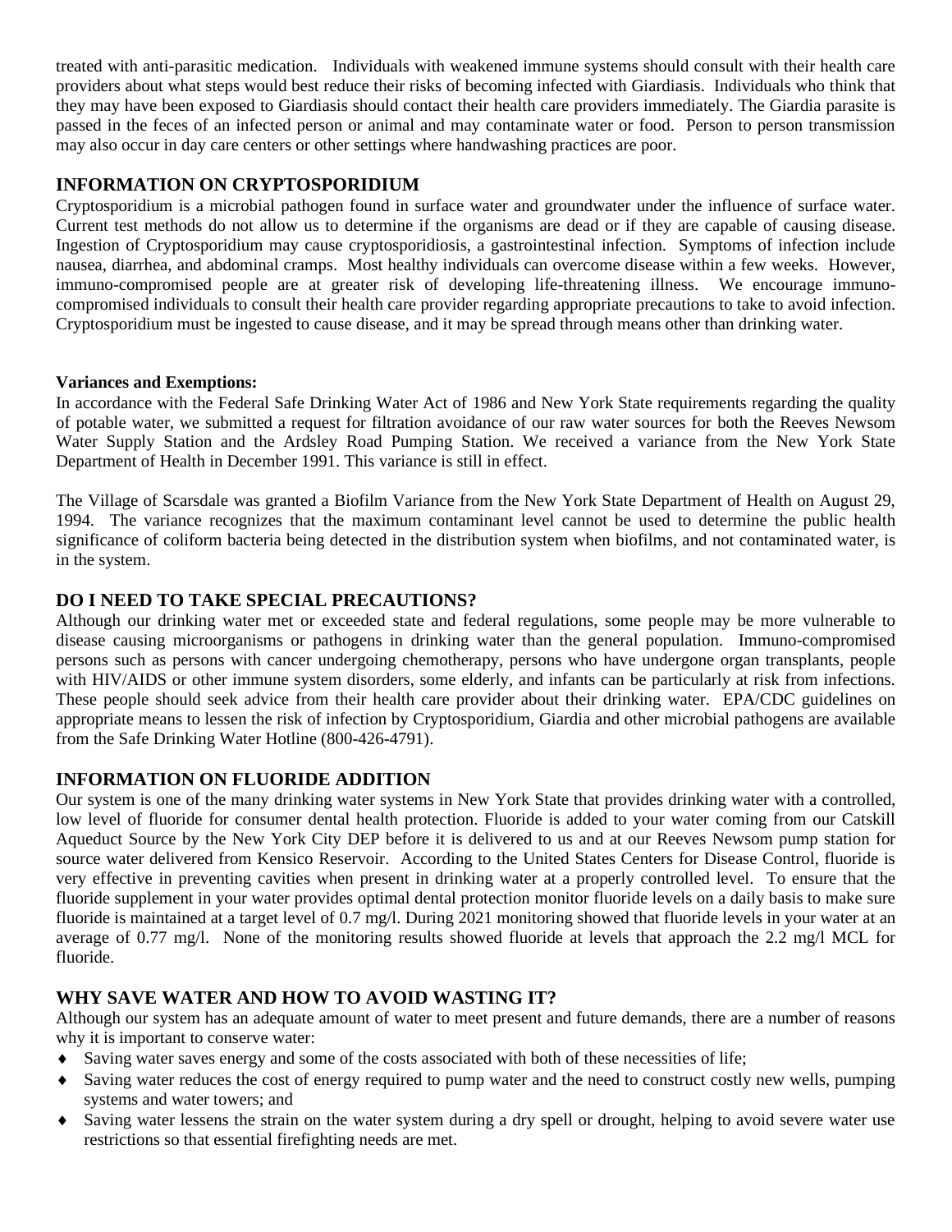treated with anti-parasitic medication. Individuals with weakened immune systems should consult with their health care providers about what steps would best reduce their risks of becoming infected with Giardiasis. Individuals who think that they may have been exposed to Giardiasis should contact their health care providers immediately. The Giardia parasite is passed in the feces of an infected person or animal and may contaminate water or food. Person to person transmission may also occur in day care centers or other settings where handwashing practices are poor.

## INFORMATION ON CRYPTOSPORIDIUM

Cryptosporidium is a microbial pathogen found in surface water and groundwater under the influence of surface water. Current test methods do not allow us to determine if the organisms are dead or if they are capable of causing disease. Ingestion of Cryptosporidium may cause cryptosporidiosis, a gastrointestinal infection. Symptoms of infection include nausea, diarrhea, and abdominal cramps. Most healthy individuals can overcome disease within a few weeks. However, immuno-compromised people are at greater risk of developing life-threatening illness. We encourage immuno-compromised individuals to consult their health care provider regarding appropriate precautions to take to avoid infection. Cryptosporidium must be ingested to cause disease, and it may be spread through means other than drinking water.

**Variances and Exemptions:**

In accordance with the Federal Safe Drinking Water Act of 1986 and New York State requirements regarding the quality of potable water, we submitted a request for filtration avoidance of our raw water sources for both the Reeves Newsom Water Supply Station and the Ardsley Road Pumping Station. We received a variance from the New York State Department of Health in December 1991. This variance is still in effect.

The Village of Scarsdale was granted a Biofilm Variance from the New York State Department of Health on August 29, 1994. The variance recognizes that the maximum contaminant level cannot be used to determine the public health significance of coliform bacteria being detected in the distribution system when biofilms, and not contaminated water, is in the system.

## DO I NEED TO TAKE SPECIAL PRECAUTIONS?

Although our drinking water met or exceeded state and federal regulations, some people may be more vulnerable to disease causing microorganisms or pathogens in drinking water than the general population. Immuno-compromised persons such as persons with cancer undergoing chemotherapy, persons who have undergone organ transplants, people with HIV/AIDS or other immune system disorders, some elderly, and infants can be particularly at risk from infections. These people should seek advice from their health care provider about their drinking water. EPA/CDC guidelines on appropriate means to lessen the risk of infection by Cryptosporidium, Giardia and other microbial pathogens are available from the Safe Drinking Water Hotline (800-426-4791).

## INFORMATION ON FLUORIDE ADDITION

Our system is one of the many drinking water systems in New York State that provides drinking water with a controlled, low level of fluoride for consumer dental health protection. Fluoride is added to your water coming from our Catskill Aqueduct Source by the New York City DEP before it is delivered to us and at our Reeves Newsom pump station for source water delivered from Kensico Reservoir. According to the United States Centers for Disease Control, fluoride is very effective in preventing cavities when present in drinking water at a properly controlled level. To ensure that the fluoride supplement in your water provides optimal dental protection monitor fluoride levels on a daily basis to make sure fluoride is maintained at a target level of 0.7 mg/l. During 2021 monitoring showed that fluoride levels in your water at an average of 0.77 mg/l. None of the monitoring results showed fluoride at levels that approach the 2.2 mg/l MCL for fluoride.

## WHY SAVE WATER AND HOW TO AVOID WASTING IT?

Although our system has an adequate amount of water to meet present and future demands, there are a number of reasons why it is important to conserve water:

- Saving water saves energy and some of the costs associated with both of these necessities of life;
- Saving water reduces the cost of energy required to pump water and the need to construct costly new wells, pumping systems and water towers; and
- Saving water lessens the strain on the water system during a dry spell or drought, helping to avoid severe water use restrictions so that essential firefighting needs are met.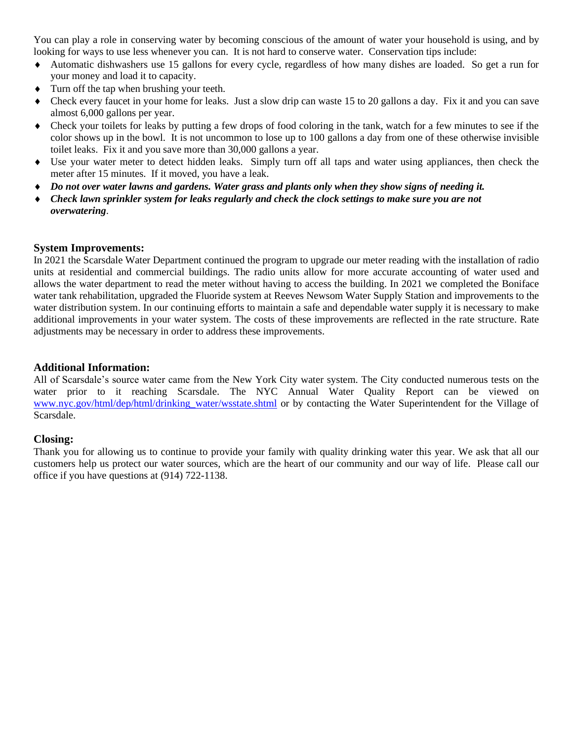You can play a role in conserving water by becoming conscious of the amount of water your household is using, and by looking for ways to use less whenever you can. It is not hard to conserve water. Conservation tips include:

- Automatic dishwashers use 15 gallons for every cycle, regardless of how many dishes are loaded. So get a run for your money and load it to capacity.
- Turn off the tap when brushing your teeth.
- Check every faucet in your home for leaks. Just a slow drip can waste 15 to 20 gallons a day. Fix it and you can save almost 6,000 gallons per year.
- Check your toilets for leaks by putting a few drops of food coloring in the tank, watch for a few minutes to see if the color shows up in the bowl. It is not uncommon to lose up to 100 gallons a day from one of these otherwise invisible toilet leaks. Fix it and you save more than 30,000 gallons a year.
- Use your water meter to detect hidden leaks. Simply turn off all taps and water using appliances, then check the meter after 15 minutes. If it moved, you have a leak.
- ***Do not over water lawns and gardens. Water grass and plants only when they show signs of needing it.***
- ***Check lawn sprinkler system for leaks regularly and check the clock settings to make sure you are not overwatering***.

## System Improvements:

In 2021 the Scarsdale Water Department continued the program to upgrade our meter reading with the installation of radio units at residential and commercial buildings. The radio units allow for more accurate accounting of water used and allows the water department to read the meter without having to access the building. In 2021 we completed the Boniface water tank rehabilitation, upgraded the Fluoride system at Reeves Newsom Water Supply Station and improvements to the water distribution system. In our continuing efforts to maintain a safe and dependable water supply it is necessary to make additional improvements in your water system. The costs of these improvements are reflected in the rate structure. Rate adjustments may be necessary in order to address these improvements.

## Additional Information:

All of Scarsdale's source water came from the New York City water system. The City conducted numerous tests on the water prior to it reaching Scarsdale. The NYC Annual Water Quality Report can be viewed on [www.nyc.gov/html/dep/html/drinking_water/wsstate.shtml](http://www.nyc.gov/html/dep/html/drinking_water/wsstate.shtml) or by contacting the Water Superintendent for the Village of Scarsdale.

## Closing:

Thank you for allowing us to continue to provide your family with quality drinking water this year. We ask that all our customers help us protect our water sources, which are the heart of our community and our way of life. Please call our office if you have questions at (914) 722-1138.